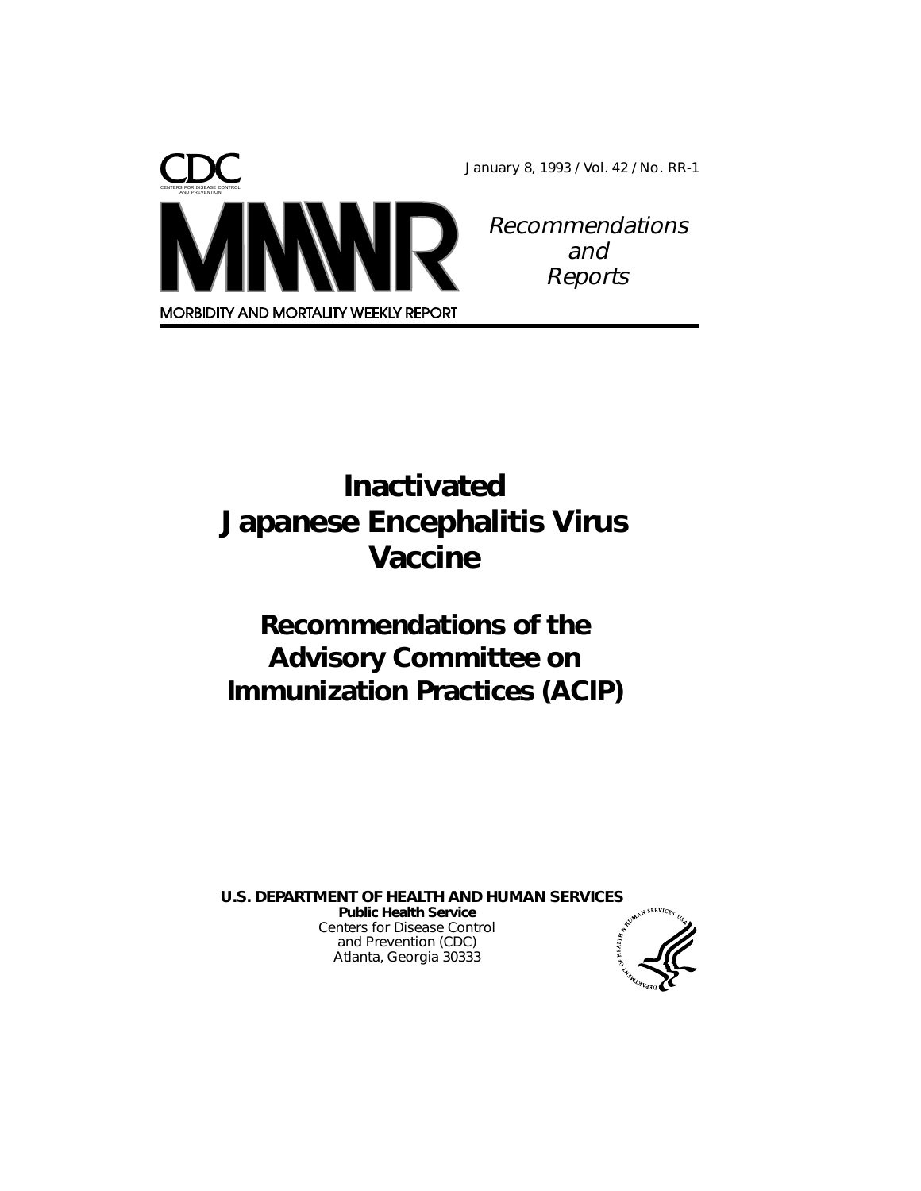CDC

CENTERS FOR DISEASE CONTROL AND PREVENTION

January 8, 1993 / Vol. 42 / No. RR-1

# MMWR

MORBIDITY AND MORTALITY WEEKLY REPORT

*Recommendations and Reports*

# Inactivated Japanese Encephalitis Virus Vaccine

## Recommendations of the Advisory Committee on Immunization Practices (ACIP)

**U.S. DEPARTMENT OF HEALTH AND HUMAN SERVICES**
**Public Health Service**
Centers for Disease Control and Prevention (CDC)
Atlanta, Georgia 30333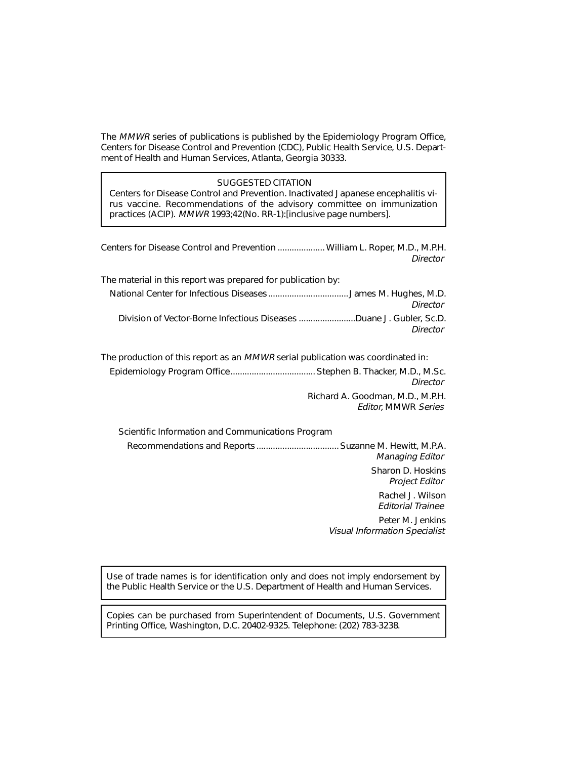The *MMWR* series of publications is published by the Epidemiology Program Office, Centers for Disease Control and Prevention (CDC), Public Health Service, U.S. Department of Health and Human Services, Atlanta, Georgia 30333.

SUGGESTED CITATION

Centers for Disease Control and Prevention. Inactivated Japanese encephalitis virus vaccine. Recommendations of the advisory committee on immunization practices (ACIP). *MMWR* 1993;42(No. RR-1):[inclusive page numbers].

Centers for Disease Control and Prevention .................... William L. Roper, M.D., M.P.H.
*Director*

The material in this report was prepared for publication by:

National Center for Infectious Diseases .................................. James M. Hughes, M.D.
*Director*

Division of Vector-Borne Infectious Diseases ........................ Duane J. Gubler, Sc.D.
*Director*

The production of this report as an *MMWR* serial publication was coordinated in:

Epidemiology Program Office.................................... Stephen B. Thacker, M.D., M.Sc.
*Director*

Richard A. Goodman, M.D., M.P.H.
*Editor,* MMWR *Series*

Scientific Information and Communications Program

Recommendations and Reports ................................... Suzanne M. Hewitt, M.P.A.
*Managing Editor*

Sharon D. Hoskins
*Project Editor*

Rachel J. Wilson
*Editorial Trainee*

Peter M. Jenkins
*Visual Information Specialist*

Use of trade names is for identification only and does not imply endorsement by the Public Health Service or the U.S. Department of Health and Human Services.

Copies can be purchased from Superintendent of Documents, U.S. Government Printing Office, Washington, D.C. 20402-9325. Telephone: (202) 783-3238.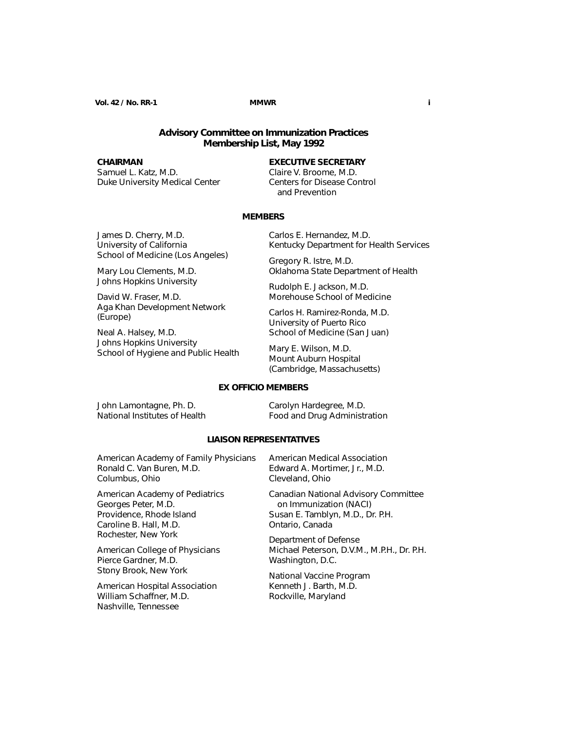## Advisory Committee on Immunization Practices
## Membership List, May 1992

**CHAIRMAN**
Samuel L. Katz, M.D.
Duke University Medical Center

**EXECUTIVE SECRETARY**
Claire V. Broome, M.D.
Centers for Disease Control
and Prevention

### MEMBERS

James D. Cherry, M.D.
University of California
School of Medicine (Los Angeles)

Mary Lou Clements, M.D.
Johns Hopkins University

David W. Fraser, M.D.
Aga Khan Development Network
(Europe)

Neal A. Halsey, M.D.
Johns Hopkins University
School of Hygiene and Public Health

Carlos E. Hernandez, M.D.
Kentucky Department for Health Services

Gregory R. Istre, M.D.
Oklahoma State Department of Health

Rudolph E. Jackson, M.D.
Morehouse School of Medicine

Carlos H. Ramirez-Ronda, M.D.
University of Puerto Rico
School of Medicine (San Juan)

Mary E. Wilson, M.D.
Mount Auburn Hospital
(Cambridge, Massachusetts)

### EX OFFICIO MEMBERS

John Lamontagne, Ph. D.
National Institutes of Health

Carolyn Hardegree, M.D.
Food and Drug Administration

### LIAISON REPRESENTATIVES

American Academy of Family Physicians
Ronald C. Van Buren, M.D.
Columbus, Ohio

American Academy of Pediatrics
Georges Peter, M.D.
Providence, Rhode Island
Caroline B. Hall, M.D.
Rochester, New York

American College of Physicians
Pierce Gardner, M.D.
Stony Brook, New York

American Hospital Association
William Schaffner, M.D.
Nashville, Tennessee

American Medical Association
Edward A. Mortimer, Jr., M.D.
Cleveland, Ohio

Canadian National Advisory Committee
on Immunization (NACI)
Susan E. Tamblyn, M.D., Dr. P.H.
Ontario, Canada

Department of Defense
Michael Peterson, D.V.M., M.P.H., Dr. P.H.
Washington, D.C.

National Vaccine Program
Kenneth J. Barth, M.D.
Rockville, Maryland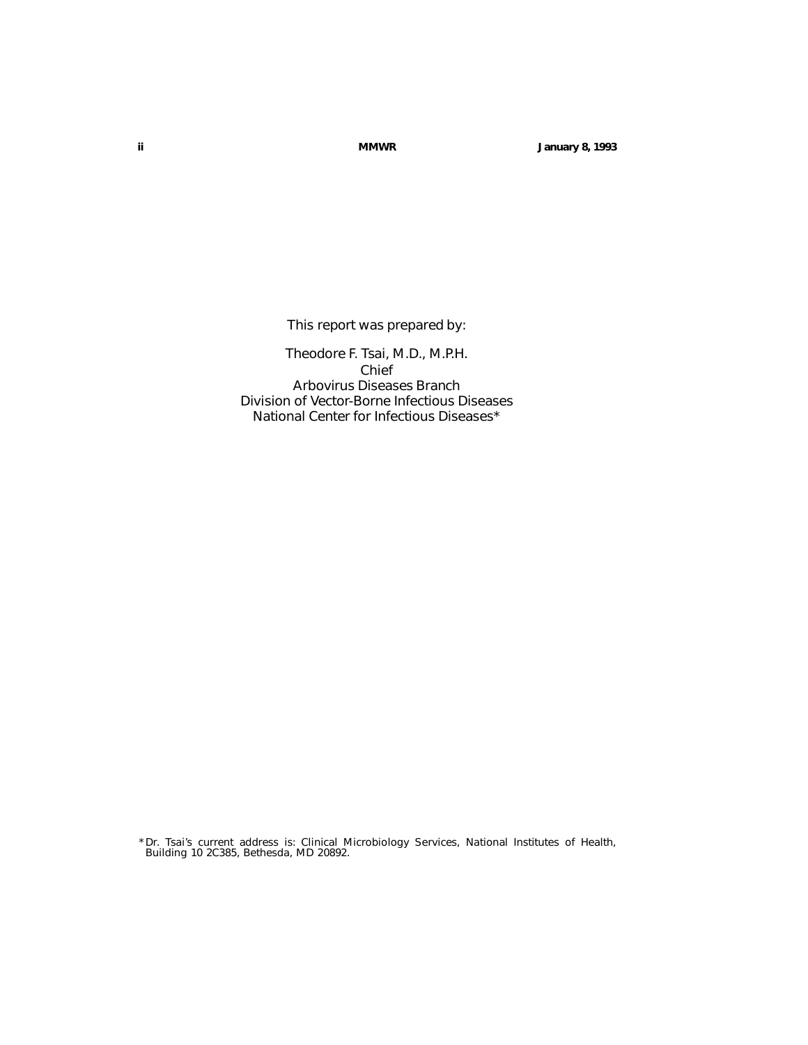This report was prepared by:

Theodore F. Tsai, M.D., M.P.H.
Chief
Arbovirus Diseases Branch
Division of Vector-Borne Infectious Diseases
National Center for Infectious Diseases*

*Dr. Tsai's current address is: Clinical Microbiology Services, National Institutes of Health, Building 10 2C385, Bethesda, MD 20892.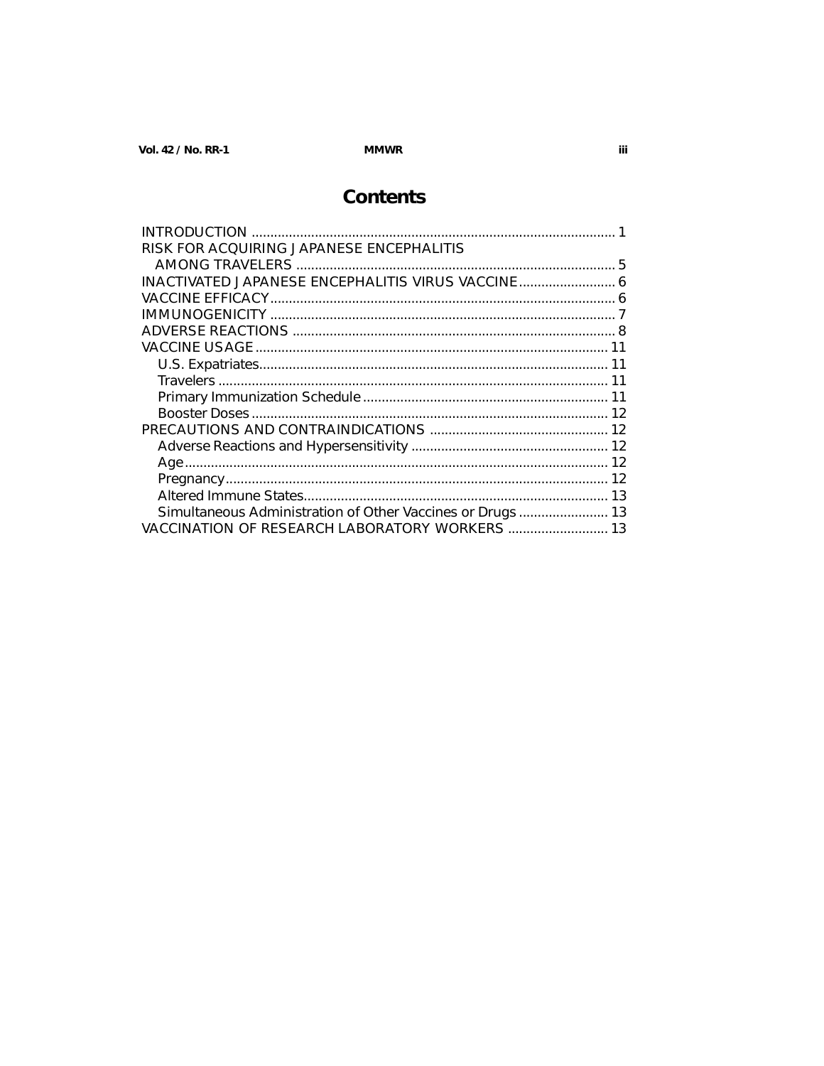# Contents

INTRODUCTION ........................................................................................... 1
RISK FOR ACQUIRING JAPANESE ENCEPHALITIS
  AMONG TRAVELERS ............................................................................ 5
INACTIVATED JAPANESE ENCEPHALITIS VIRUS VACCINE ......................... 6
VACCINE EFFICACY ..................................................................................... 6
IMMUNOGENICITY ...................................................................................... 7
ADVERSE REACTIONS ................................................................................. 8
VACCINE USAGE ......................................................................................... 11
  U.S. Expatriates ....................................................................................... 11
  Travelers ................................................................................................... 11
  Primary Immunization Schedule ............................................................. 11
  Booster Doses .......................................................................................... 12
PRECAUTIONS AND CONTRAINDICATIONS ............................................. 12
  Adverse Reactions and Hypersensitivity ................................................. 12
  Age ............................................................................................................ 12
  Pregnancy .................................................................................................. 12
  Altered Immune States ............................................................................. 13
  Simultaneous Administration of Other Vaccines or Drugs ..................... 13
VACCINATION OF RESEARCH LABORATORY WORKERS ......................... 13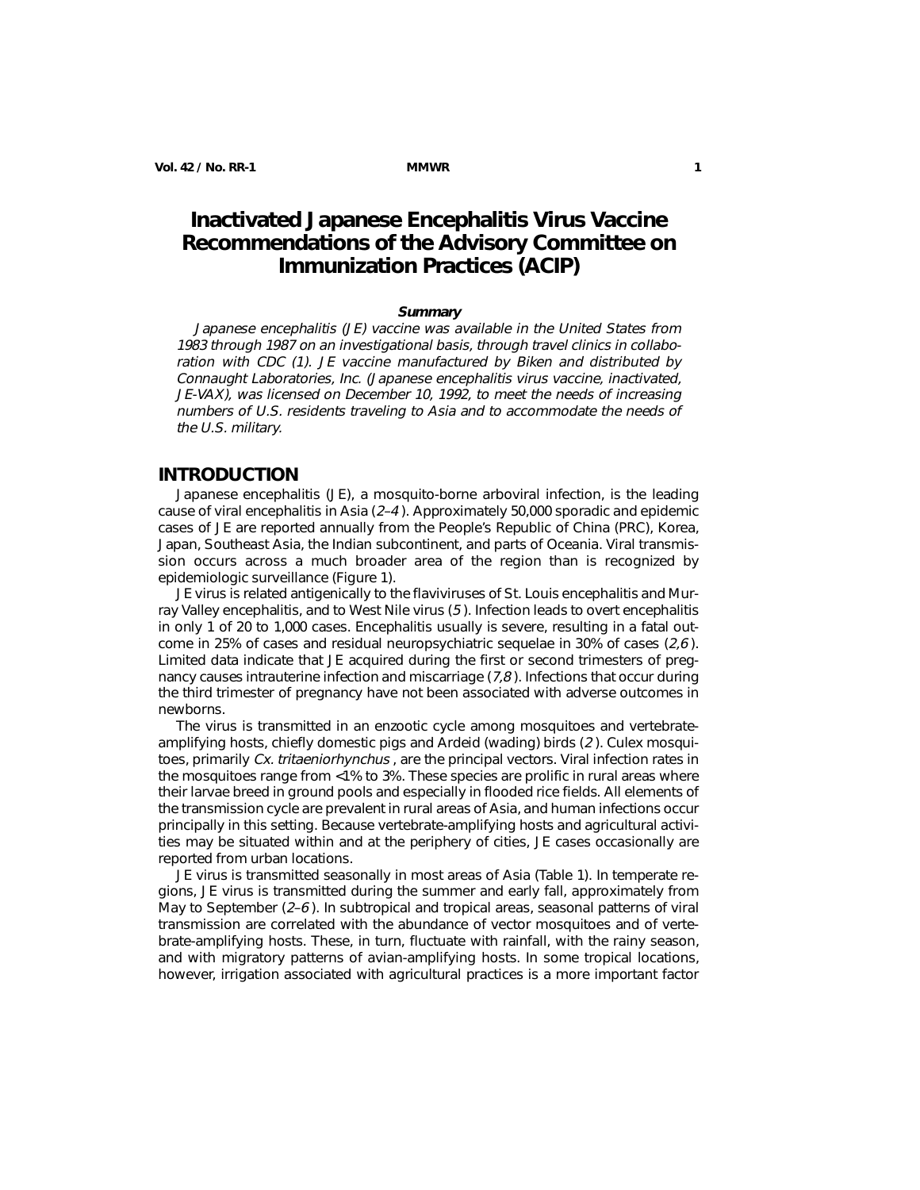# Inactivated Japanese Encephalitis Virus Vaccine Recommendations of the Advisory Committee on Immunization Practices (ACIP)

**Summary**

*Japanese encephalitis (JE) vaccine was available in the United States from 1983 through 1987 on an investigational basis, through travel clinics in collaboration with CDC (1). JE vaccine manufactured by Biken and distributed by Connaught Laboratories, Inc. (Japanese encephalitis virus vaccine, inactivated, JE-VAX), was licensed on December 10, 1992, to meet the needs of increasing numbers of U.S. residents traveling to Asia and to accommodate the needs of the U.S. military.*

## INTRODUCTION

Japanese encephalitis (JE), a mosquito-borne arboviral infection, is the leading cause of viral encephalitis in Asia (*2–4*). Approximately 50,000 sporadic and epidemic cases of JE are reported annually from the People's Republic of China (PRC), Korea, Japan, Southeast Asia, the Indian subcontinent, and parts of Oceania. Viral transmission occurs across a much broader area of the region than is recognized by epidemiologic surveillance (Figure 1).

JE virus is related antigenically to the flaviviruses of St. Louis encephalitis and Murray Valley encephalitis, and to West Nile virus (*5*). Infection leads to overt encephalitis in only 1 of 20 to 1,000 cases. Encephalitis usually is severe, resulting in a fatal outcome in 25% of cases and residual neuropsychiatric sequelae in 30% of cases (*2,6*). Limited data indicate that JE acquired during the first or second trimesters of pregnancy causes intrauterine infection and miscarriage (*7,8*). Infections that occur during the third trimester of pregnancy have not been associated with adverse outcomes in newborns.

The virus is transmitted in an enzootic cycle among mosquitoes and vertebrate-amplifying hosts, chiefly domestic pigs and Ardeid (wading) birds (*2*). Culex mosquitoes, primarily *Cx. tritaeniorhynchus*, are the principal vectors. Viral infection rates in the mosquitoes range from <1% to 3%. These species are prolific in rural areas where their larvae breed in ground pools and especially in flooded rice fields. All elements of the transmission cycle are prevalent in rural areas of Asia, and human infections occur principally in this setting. Because vertebrate-amplifying hosts and agricultural activities may be situated within and at the periphery of cities, JE cases occasionally are reported from urban locations.

JE virus is transmitted seasonally in most areas of Asia (Table 1). In temperate regions, JE virus is transmitted during the summer and early fall, approximately from May to September (*2–6*). In subtropical and tropical areas, seasonal patterns of viral transmission are correlated with the abundance of vector mosquitoes and of vertebrate-amplifying hosts. These, in turn, fluctuate with rainfall, with the rainy season, and with migratory patterns of avian-amplifying hosts. In some tropical locations, however, irrigation associated with agricultural practices is a more important factor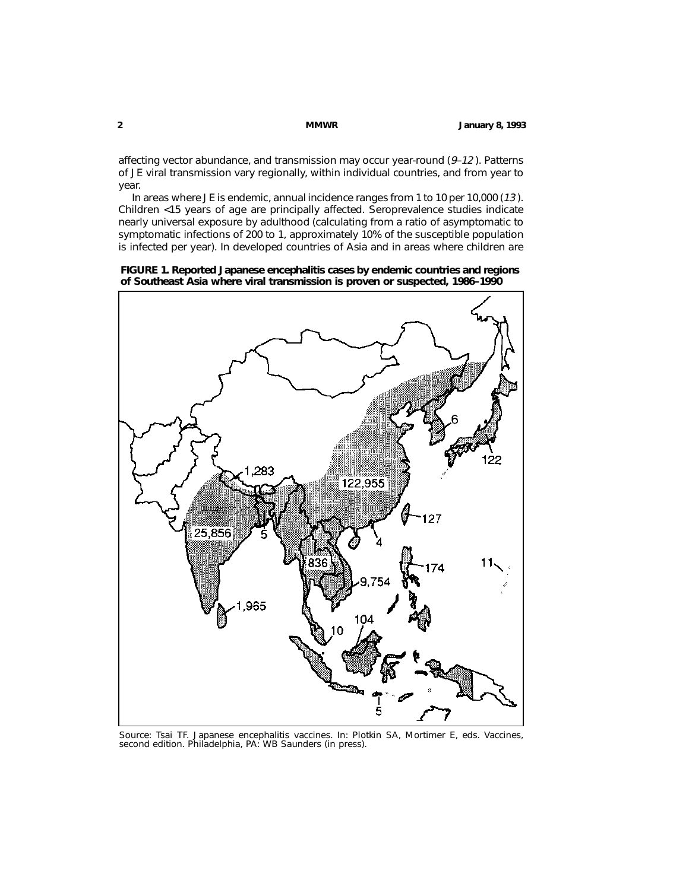affecting vector abundance, and transmission may occur year-round (*9–12*). Patterns of JE viral transmission vary regionally, within individual countries, and from year to year.

In areas where JE is endemic, annual incidence ranges from 1 to 10 per 10,000 (*13*). Children <15 years of age are principally affected. Seroprevalence studies indicate nearly universal exposure by adulthood (calculating from a ratio of asymptomatic to symptomatic infections of 200 to 1, approximately 10% of the susceptible population is infected per year). In developed countries of Asia and in areas where children are

**FIGURE 1. Reported Japanese encephalitis cases by endemic countries and regions of Southeast Asia where viral transmission is proven or suspected, 1986–1990**

Source: Tsai TF. Japanese encephalitis vaccines. In: Plotkin SA, Mortimer E, eds. Vaccines, second edition. Philadelphia, PA: WB Saunders (in press).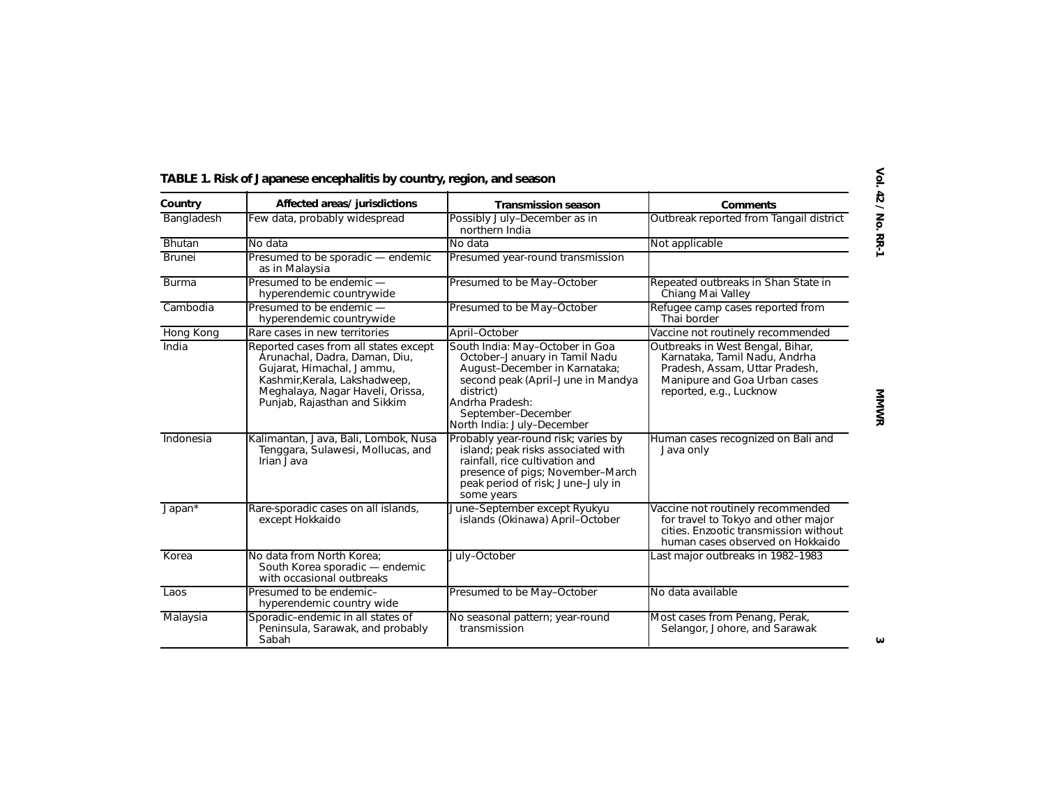**TABLE 1. Risk of Japanese encephalitis by country, region, and season**

| Country | Affected areas/ jurisdictions | Transmission season | Comments |
|---|---|---|---|
| Bangladesh | Few data, probably widespread | Possibly July–December as in northern India | Outbreak reported from Tangail district |
| Bhutan | No data | No data | Not applicable |
| Brunei | Presumed to be sporadic — endemic as in Malaysia | Presumed year-round transmission | |
| Burma | Presumed to be endemic — hyperendemic countrywide | Presumed to be May–October | Repeated outbreaks in Shan State in Chiang Mai Valley |
| Cambodia | Presumed to be endemic — hyperendemic countrywide | Presumed to be May–October | Refugee camp cases reported from Thai border |
| Hong Kong | Rare cases in new territories | April–October | Vaccine not routinely recommended |
| India | Reported cases from all states except Arunachal, Dadra, Daman, Diu, Gujarat, Himachal, Jammu, Kashmir,Kerala, Lakshadweep, Meghalaya, Nagar Haveli, Orissa, Punjab, Rajasthan and Sikkim | South India: May–October in Goa October–January in Tamil Nadu August–December in Karnataka; second peak (April–June in Mandya district) Andrha Pradesh: September–December North India: July–December | Outbreaks in West Bengal, Bihar, Karnataka, Tamil Nadu, Andrha Pradesh, Assam, Uttar Pradesh, Manipure and Goa Urban cases reported, e.g., Lucknow |
| Indonesia | Kalimantan, Java, Bali, Lombok, Nusa Tenggara, Sulawesi, Mollucas, and Irian Java | Probably year-round risk; varies by island; peak risks associated with rainfall, rice cultivation and presence of pigs; November–March peak period of risk; June–July in some years | Human cases recognized on Bali and Java only |
| Japan* | Rare-sporadic cases on all islands, except Hokkaido | June–September except Ryukyu islands (Okinawa) April–October | Vaccine not routinely recommended for travel to Tokyo and other major cities. Enzootic transmission without human cases observed on Hokkaido |
| Korea | No data from North Korea; South Korea sporadic — endemic with occasional outbreaks | July–October | Last major outbreaks in 1982–1983 |
| Laos | Presumed to be endemic– hyperendemic country wide | Presumed to be May–October | No data available |
| Malaysia | Sporadic–endemic in all states of Peninsula, Sarawak, and probably Sabah | No seasonal pattern; year-round transmission | Most cases from Penang, Perak, Selangor, Johore, and Sarawak |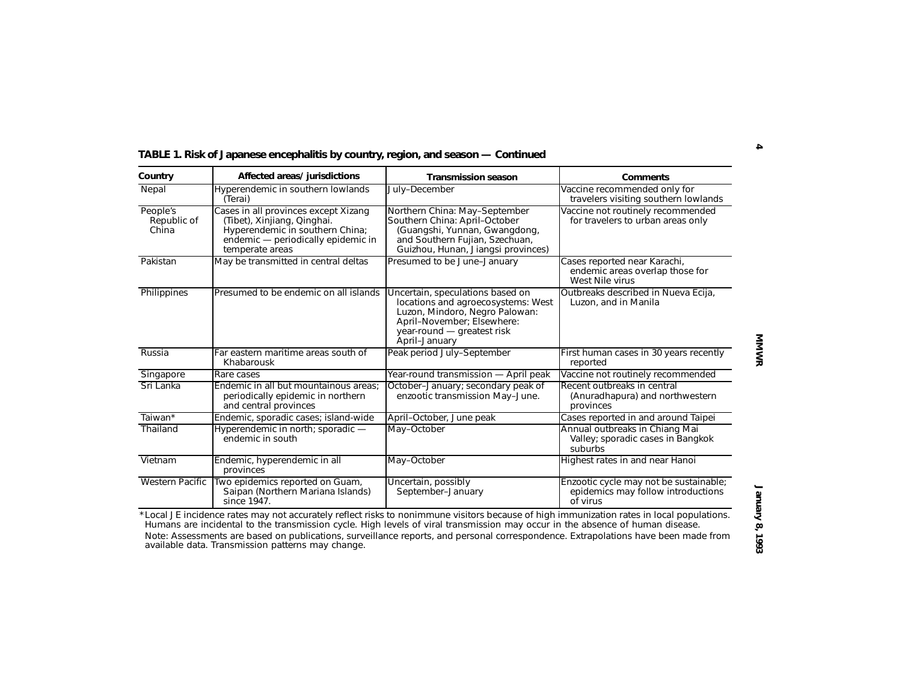**TABLE 1. Risk of Japanese encephalitis by country, region, and season — Continued**

| Country | Affected areas/ jurisdictions | Transmission season | Comments |
|---|---|---|---|
| Nepal | Hyperendemic in southern lowlands (Terai) | July–December | Vaccine recommended only for travelers visiting southern lowlands |
| People's Republic of China | Cases in all provinces except Xizang (Tibet), Xinjiang, Qinghai. Hyperendemic in southern China; endemic — periodically epidemic in temperate areas | Northern China: May–September Southern China: April–October (Guangshi, Yunnan, Gwangdong, and Southern Fujian, Szechuan, Guizhou, Hunan, Jiangsi provinces) | Vaccine not routinely recommended for travelers to urban areas only |
| Pakistan | May be transmitted in central deltas | Presumed to be June–January | Cases reported near Karachi, endemic areas overlap those for West Nile virus |
| Philippines | Presumed to be endemic on all islands | Uncertain, speculations based on locations and agroecosystems: West Luzon, Mindoro, Negro Palowan: April–November; Elsewhere: year-round — greatest risk April–January | Outbreaks described in Nueva Ecija, Luzon, and in Manila |
| Russia | Far eastern maritime areas south of Khabarousk | Peak period July–September | First human cases in 30 years recently reported |
| Singapore | Rare cases | Year-round transmission — April peak | Vaccine not routinely recommended |
| Sri Lanka | Endemic in all but mountainous areas; periodically epidemic in northern and central provinces | October–January; secondary peak of enzootic transmission May–June. | Recent outbreaks in central (Anuradhapura) and northwestern provinces |
| Taiwan* | Endemic, sporadic cases; island-wide | April–October, June peak | Cases reported in and around Taipei |
| Thailand | Hyperendemic in north; sporadic — endemic in south | May–October | Annual outbreaks in Chiang Mai Valley; sporadic cases in Bangkok suburbs |
| Vietnam | Endemic, hyperendemic in all provinces | May–October | Highest rates in and near Hanoi |
| Western Pacific | Two epidemics reported on Guam, Saipan (Northern Mariana Islands) since 1947. | Uncertain, possibly September–January | Enzootic cycle may not be sustainable; epidemics may follow introductions of virus |

*Local JE incidence rates may not accurately reflect risks to nonimmune visitors because of high immunization rates in local populations. Humans are incidental to the transmission cycle. High levels of viral transmission may occur in the absence of human disease.

Note: Assessments are based on publications, surveillance reports, and personal correspondence. Extrapolations have been made from available data. Transmission patterns may change.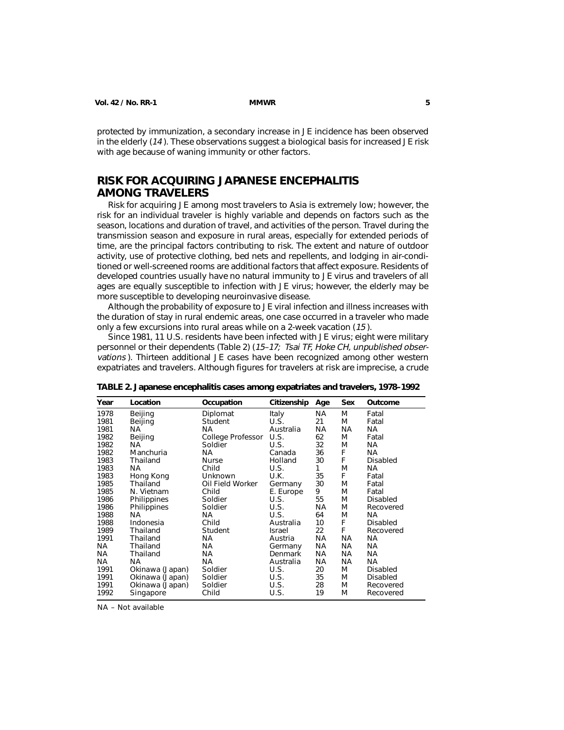protected by immunization, a secondary increase in JE incidence has been observed in the elderly (*14*). These observations suggest a biological basis for increased JE risk with age because of waning immunity or other factors.

## RISK FOR ACQUIRING JAPANESE ENCEPHALITIS AMONG TRAVELERS

Risk for acquiring JE among most travelers to Asia is extremely low; however, the risk for an individual traveler is highly variable and depends on factors such as the season, locations and duration of travel, and activities of the person. Travel during the transmission season and exposure in rural areas, especially for extended periods of time, are the principal factors contributing to risk. The extent and nature of outdoor activity, use of protective clothing, bed nets and repellents, and lodging in air-conditioned or well-screened rooms are additional factors that affect exposure. Residents of developed countries usually have no natural immunity to JE virus and travelers of all ages are equally susceptible to infection with JE virus; however, the elderly may be more susceptible to developing neuroinvasive disease.

Although the probability of exposure to JE viral infection and illness increases with the duration of stay in rural endemic areas, one case occurred in a traveler who made only a few excursions into rural areas while on a 2-week vacation (*15*).

Since 1981, 11 U.S. residents have been infected with JE virus; eight were military personnel or their dependents (Table 2) (*15–17; Tsai TF, Hoke CH, unpublished observations*). Thirteen additional JE cases have been recognized among other western expatriates and travelers. Although figures for travelers at risk are imprecise, a crude

**TABLE 2. Japanese encephalitis cases among expatriates and travelers, 1978–1992**

| Year | Location | Occupation | Citizenship | Age | Sex | Outcome |
|---|---|---|---|---|---|---|
| 1978 | Beijing | Diplomat | Italy | NA | M | Fatal |
| 1981 | Beijing | Student | U.S. | 21 | M | Fatal |
| 1981 | NA | NA | Australia | NA | NA | NA |
| 1982 | Beijing | College Professor | U.S. | 62 | M | Fatal |
| 1982 | NA | Soldier | U.S. | 32 | M | NA |
| 1982 | Manchuria | NA | Canada | 36 | F | NA |
| 1983 | Thailand | Nurse | Holland | 30 | F | Disabled |
| 1983 | NA | Child | U.S. | 1 | M | NA |
| 1983 | Hong Kong | Unknown | U.K. | 35 | F | Fatal |
| 1985 | Thailand | Oil Field Worker | Germany | 30 | M | Fatal |
| 1985 | N. Vietnam | Child | E. Europe | 9 | M | Fatal |
| 1986 | Philippines | Soldier | U.S. | 55 | M | Disabled |
| 1986 | Philippines | Soldier | U.S. | NA | M | Recovered |
| 1988 | NA | NA | U.S. | 64 | M | NA |
| 1988 | Indonesia | Child | Australia | 10 | F | Disabled |
| 1989 | Thailand | Student | Israel | 22 | F | Recovered |
| 1991 | Thailand | NA | Austria | NA | NA | NA |
| NA | Thailand | NA | Germany | NA | NA | NA |
| NA | Thailand | NA | Denmark | NA | NA | NA |
| NA | NA | NA | Australia | NA | NA | NA |
| 1991 | Okinawa (Japan) | Soldier | U.S. | 20 | M | Disabled |
| 1991 | Okinawa (Japan) | Soldier | U.S. | 35 | M | Disabled |
| 1991 | Okinawa (Japan) | Soldier | U.S. | 28 | M | Recovered |
| 1992 | Singapore | Child | U.S. | 19 | M | Recovered |

NA – Not available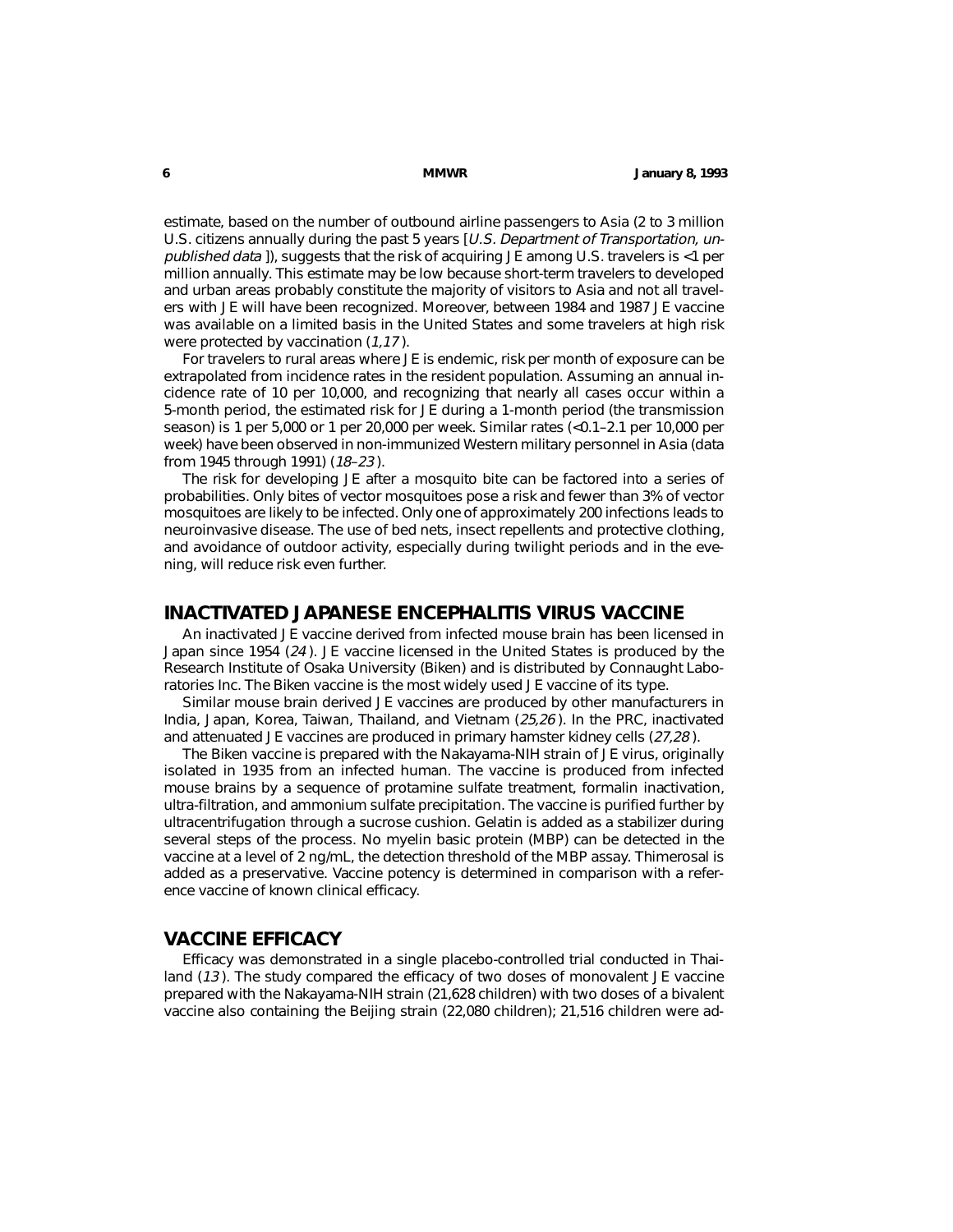estimate, based on the number of outbound airline passengers to Asia (2 to 3 million U.S. citizens annually during the past 5 years [*U.S. Department of Transportation, unpublished data* ]), suggests that the risk of acquiring JE among U.S. travelers is <1 per million annually. This estimate may be low because short-term travelers to developed and urban areas probably constitute the majority of visitors to Asia and not all travelers with JE will have been recognized. Moreover, between 1984 and 1987 JE vaccine was available on a limited basis in the United States and some travelers at high risk were protected by vaccination (*1,17* ).

For travelers to rural areas where JE is endemic, risk per month of exposure can be extrapolated from incidence rates in the resident population. Assuming an annual incidence rate of 10 per 10,000, and recognizing that nearly all cases occur within a 5-month period, the estimated risk for JE during a 1-month period (the transmission season) is 1 per 5,000 or 1 per 20,000 per week. Similar rates (<0.1–2.1 per 10,000 per week) have been observed in non-immunized Western military personnel in Asia (data from 1945 through 1991) (*18–23* ).

The risk for developing JE after a mosquito bite can be factored into a series of probabilities. Only bites of vector mosquitoes pose a risk and fewer than 3% of vector mosquitoes are likely to be infected. Only one of approximately 200 infections leads to neuroinvasive disease. The use of bed nets, insect repellents and protective clothing, and avoidance of outdoor activity, especially during twilight periods and in the evening, will reduce risk even further.

## INACTIVATED JAPANESE ENCEPHALITIS VIRUS VACCINE

An inactivated JE vaccine derived from infected mouse brain has been licensed in Japan since 1954 (*24* ). JE vaccine licensed in the United States is produced by the Research Institute of Osaka University (Biken) and is distributed by Connaught Laboratories Inc. The Biken vaccine is the most widely used JE vaccine of its type.

Similar mouse brain derived JE vaccines are produced by other manufacturers in India, Japan, Korea, Taiwan, Thailand, and Vietnam (*25,26* ). In the PRC, inactivated and attenuated JE vaccines are produced in primary hamster kidney cells (*27,28* ).

The Biken vaccine is prepared with the Nakayama-NIH strain of JE virus, originally isolated in 1935 from an infected human. The vaccine is produced from infected mouse brains by a sequence of protamine sulfate treatment, formalin inactivation, ultra-filtration, and ammonium sulfate precipitation. The vaccine is purified further by ultracentrifugation through a sucrose cushion. Gelatin is added as a stabilizer during several steps of the process. No myelin basic protein (MBP) can be detected in the vaccine at a level of 2 ng/mL, the detection threshold of the MBP assay. Thimerosal is added as a preservative. Vaccine potency is determined in comparison with a reference vaccine of known clinical efficacy.

## VACCINE EFFICACY

Efficacy was demonstrated in a single placebo-controlled trial conducted in Thailand (*13* ). The study compared the efficacy of two doses of monovalent JE vaccine prepared with the Nakayama-NIH strain (21,628 children) with two doses of a bivalent vaccine also containing the Beijing strain (22,080 children); 21,516 children were ad-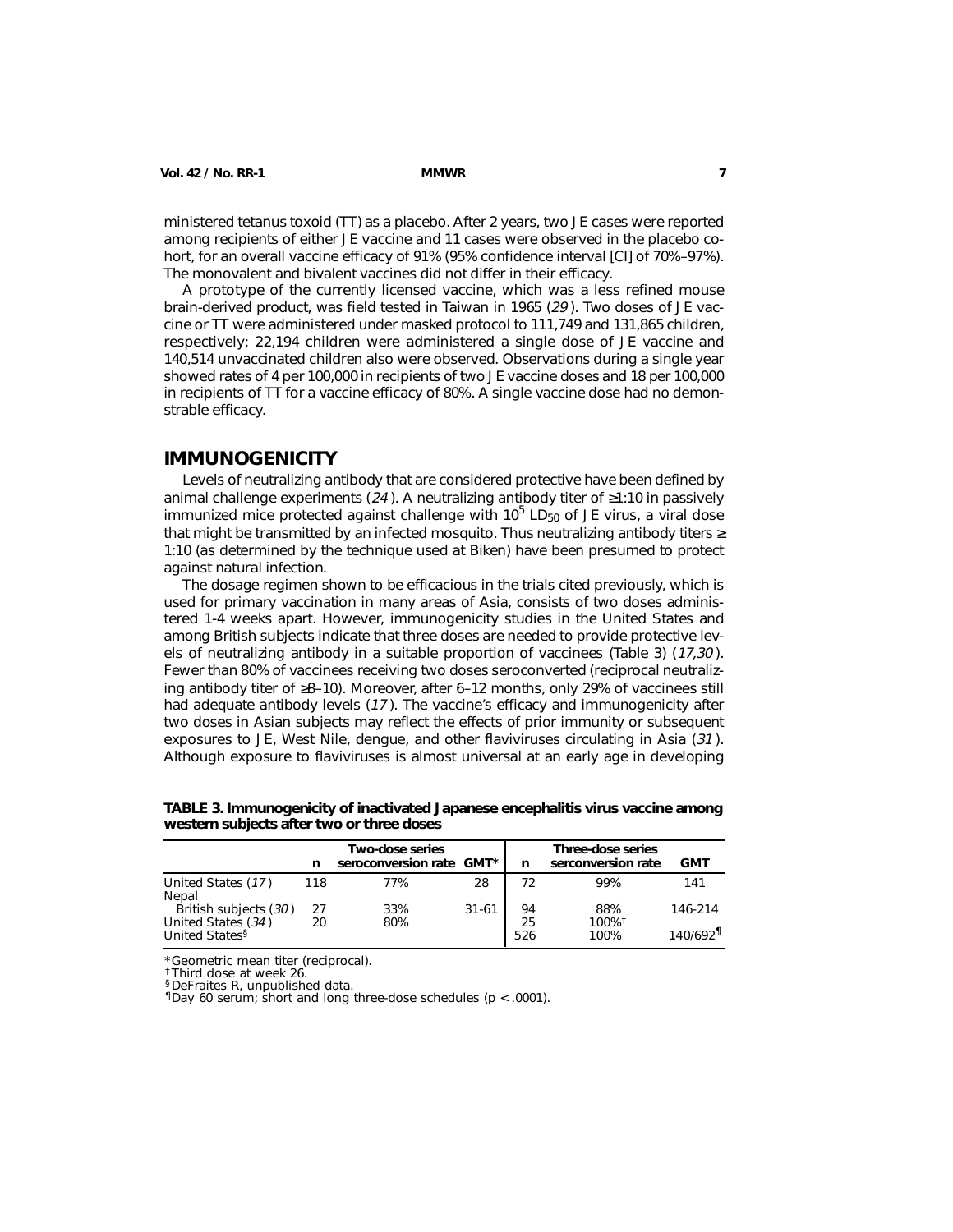ministered tetanus toxoid (TT) as a placebo. After 2 years, two JE cases were reported among recipients of either JE vaccine and 11 cases were observed in the placebo cohort, for an overall vaccine efficacy of 91% (95% confidence interval [CI] of 70%–97%). The monovalent and bivalent vaccines did not differ in their efficacy.

A prototype of the currently licensed vaccine, which was a less refined mouse brain-derived product, was field tested in Taiwan in 1965 (*29*). Two doses of JE vaccine or TT were administered under masked protocol to 111,749 and 131,865 children, respectively; 22,194 children were administered a single dose of JE vaccine and 140,514 unvaccinated children also were observed. Observations during a single year showed rates of 4 per 100,000 in recipients of two JE vaccine doses and 18 per 100,000 in recipients of TT for a vaccine efficacy of 80%. A single vaccine dose had no demonstrable efficacy.

## IMMUNOGENICITY

Levels of neutralizing antibody that are considered protective have been defined by animal challenge experiments (*24*). A neutralizing antibody titer of ≥1:10 in passively immunized mice protected against challenge with $10^5$ $LD_{50}$ of JE virus, a viral dose that might be transmitted by an infected mosquito. Thus neutralizing antibody titers ≥ 1:10 (as determined by the technique used at Biken) have been presumed to protect against natural infection.

The dosage regimen shown to be efficacious in the trials cited previously, which is used for primary vaccination in many areas of Asia, consists of two doses administered 1-4 weeks apart. However, immunogenicity studies in the United States and among British subjects indicate that three doses are needed to provide protective levels of neutralizing antibody in a suitable proportion of vaccinees (Table 3) (*17,30*). Fewer than 80% of vaccinees receiving two doses seroconverted (reciprocal neutralizing antibody titer of ≥8–10). Moreover, after 6–12 months, only 29% of vaccinees still had adequate antibody levels (*17*). The vaccine's efficacy and immunogenicity after two doses in Asian subjects may reflect the effects of prior immunity or subsequent exposures to JE, West Nile, dengue, and other flaviviruses circulating in Asia (*31*). Although exposure to flaviviruses is almost universal at an early age in developing

**TABLE 3. Immunogenicity of inactivated Japanese encephalitis virus vaccine among western subjects after two or three doses**

| | Two-dose series | | | Three-dose series | | |
|---|---|---|---|---|---|---|
| | n | seroconversion rate | GMT* | n | serconversion rate | GMT |
| United States (*17*) | 118 | 77% | 28 | 72 | 99% | 141 |
| Nepal | | | | | | |
| British subjects (*30*) | 27 | 33% | 31-61 | 94 | 88% | 146-214 |
| United States (*34*) | 20 | 80% | | 25 | 100%† | |
| United States§ | | | | 526 | 100% | 140/692¶ |

*Geometric mean titer (reciprocal).
†Third dose at week 26.
§DeFraites R, unpublished data.
¶Day 60 serum; short and long three-dose schedules ($p < .0001$).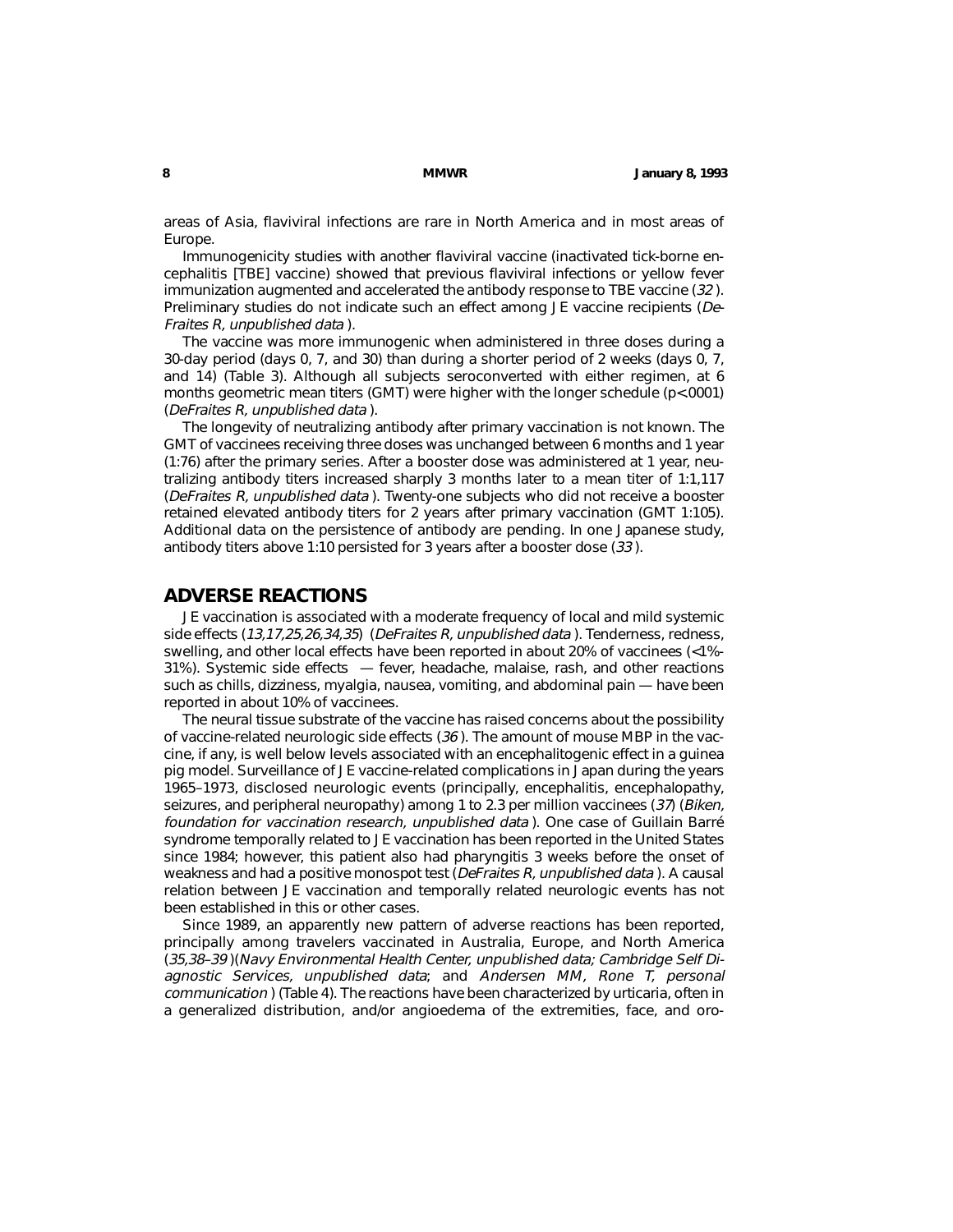areas of Asia, flaviviral infections are rare in North America and in most areas of Europe.

Immunogenicity studies with another flaviviral vaccine (inactivated tick-borne encephalitis [TBE] vaccine) showed that previous flaviviral infections or yellow fever immunization augmented and accelerated the antibody response to TBE vaccine (*32*). Preliminary studies do not indicate such an effect among JE vaccine recipients (*DeFraites R, unpublished data*).

The vaccine was more immunogenic when administered in three doses during a 30-day period (days 0, 7, and 30) than during a shorter period of 2 weeks (days 0, 7, and 14) (Table 3). Although all subjects seroconverted with either regimen, at 6 months geometric mean titers (GMT) were higher with the longer schedule ($p<.0001$) (*DeFraites R, unpublished data*).

The longevity of neutralizing antibody after primary vaccination is not known. The GMT of vaccinees receiving three doses was unchanged between 6 months and 1 year (1:76) after the primary series. After a booster dose was administered at 1 year, neutralizing antibody titers increased sharply 3 months later to a mean titer of 1:1,117 (*DeFraites R, unpublished data*). Twenty-one subjects who did not receive a booster retained elevated antibody titers for 2 years after primary vaccination (GMT 1:105). Additional data on the persistence of antibody are pending. In one Japanese study, antibody titers above 1:10 persisted for 3 years after a booster dose (*33*).

## ADVERSE REACTIONS

JE vaccination is associated with a moderate frequency of local and mild systemic side effects (*13,17,25,26,34,35*) (*DeFraites R, unpublished data*). Tenderness, redness, swelling, and other local effects have been reported in about 20% of vaccinees (<1%–31%). Systemic side effects — fever, headache, malaise, rash, and other reactions such as chills, dizziness, myalgia, nausea, vomiting, and abdominal pain — have been reported in about 10% of vaccinees.

The neural tissue substrate of the vaccine has raised concerns about the possibility of vaccine-related neurologic side effects (*36*). The amount of mouse MBP in the vaccine, if any, is well below levels associated with an encephalitogenic effect in a guinea pig model. Surveillance of JE vaccine-related complications in Japan during the years 1965–1973, disclosed neurologic events (principally, encephalitis, encephalopathy, seizures, and peripheral neuropathy) among 1 to 2.3 per million vaccinees (*37*) (*Biken, foundation for vaccination research, unpublished data*). One case of Guillain Barré syndrome temporally related to JE vaccination has been reported in the United States since 1984; however, this patient also had pharyngitis 3 weeks before the onset of weakness and had a positive monospot test (*DeFraites R, unpublished data*). A causal relation between JE vaccination and temporally related neurologic events has not been established in this or other cases.

Since 1989, an apparently new pattern of adverse reactions has been reported, principally among travelers vaccinated in Australia, Europe, and North America (*35,38–39*)(*Navy Environmental Health Center, unpublished data; Cambridge Self Diagnostic Services, unpublished data*; and *Andersen MM, Rone T, personal communication*) (Table 4). The reactions have been characterized by urticaria, often in a generalized distribution, and/or angioedema of the extremities, face, and oro-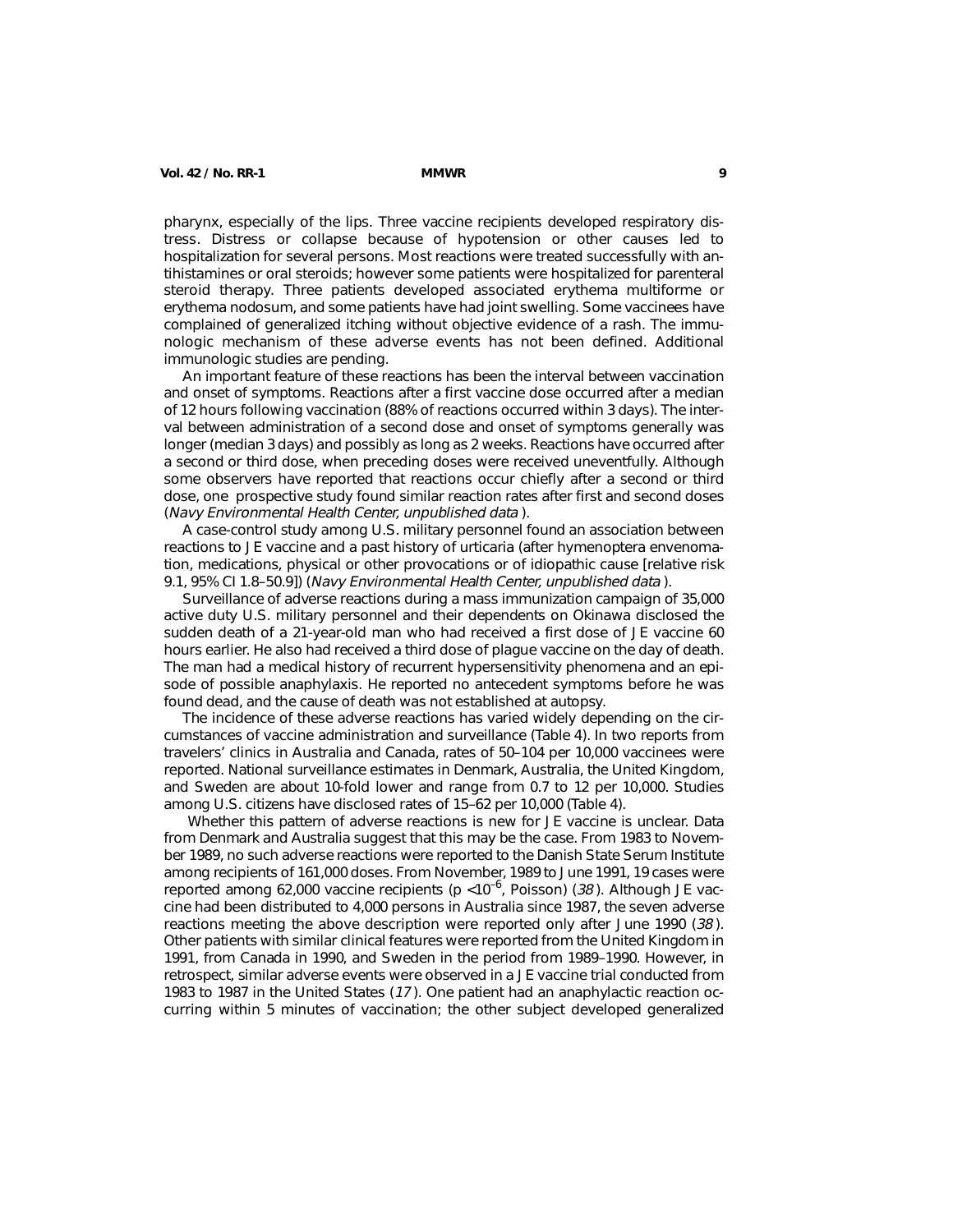pharynx, especially of the lips. Three vaccine recipients developed respiratory distress. Distress or collapse because of hypotension or other causes led to hospitalization for several persons. Most reactions were treated successfully with antihistamines or oral steroids; however some patients were hospitalized for parenteral steroid therapy. Three patients developed associated erythema multiforme or erythema nodosum, and some patients have had joint swelling. Some vaccinees have complained of generalized itching without objective evidence of a rash. The immunologic mechanism of these adverse events has not been defined. Additional immunologic studies are pending.

An important feature of these reactions has been the interval between vaccination and onset of symptoms. Reactions after a first vaccine dose occurred after a median of 12 hours following vaccination (88% of reactions occurred within 3 days). The interval between administration of a second dose and onset of symptoms generally was longer (median 3 days) and possibly as long as 2 weeks. Reactions have occurred after a second or third dose, when preceding doses were received uneventfully. Although some observers have reported that reactions occur chiefly after a second or third dose, one prospective study found similar reaction rates after first and second doses (*Navy Environmental Health Center, unpublished data*).

A case-control study among U.S. military personnel found an association between reactions to JE vaccine and a past history of urticaria (after hymenoptera envenomation, medications, physical or other provocations or of idiopathic cause [relative risk 9.1, 95% CI 1.8–50.9]) (*Navy Environmental Health Center, unpublished data*).

Surveillance of adverse reactions during a mass immunization campaign of 35,000 active duty U.S. military personnel and their dependents on Okinawa disclosed the sudden death of a 21-year-old man who had received a first dose of JE vaccine 60 hours earlier. He also had received a third dose of plague vaccine on the day of death. The man had a medical history of recurrent hypersensitivity phenomena and an episode of possible anaphylaxis. He reported no antecedent symptoms before he was found dead, and the cause of death was not established at autopsy.

The incidence of these adverse reactions has varied widely depending on the circumstances of vaccine administration and surveillance (Table 4). In two reports from travelers' clinics in Australia and Canada, rates of 50–104 per 10,000 vaccinees were reported. National surveillance estimates in Denmark, Australia, the United Kingdom, and Sweden are about 10-fold lower and range from 0.7 to 12 per 10,000. Studies among U.S. citizens have disclosed rates of 15–62 per 10,000 (Table 4).

Whether this pattern of adverse reactions is new for JE vaccine is unclear. Data from Denmark and Australia suggest that this may be the case. From 1983 to November 1989, no such adverse reactions were reported to the Danish State Serum Institute among recipients of 161,000 doses. From November, 1989 to June 1991, 19 cases were reported among 62,000 vaccine recipients ($p < 10^{-6}$, Poisson) (*38*). Although JE vaccine had been distributed to 4,000 persons in Australia since 1987, the seven adverse reactions meeting the above description were reported only after June 1990 (*38*). Other patients with similar clinical features were reported from the United Kingdom in 1991, from Canada in 1990, and Sweden in the period from 1989–1990. However, in retrospect, similar adverse events were observed in a JE vaccine trial conducted from 1983 to 1987 in the United States (*17*). One patient had an anaphylactic reaction occurring within 5 minutes of vaccination; the other subject developed generalized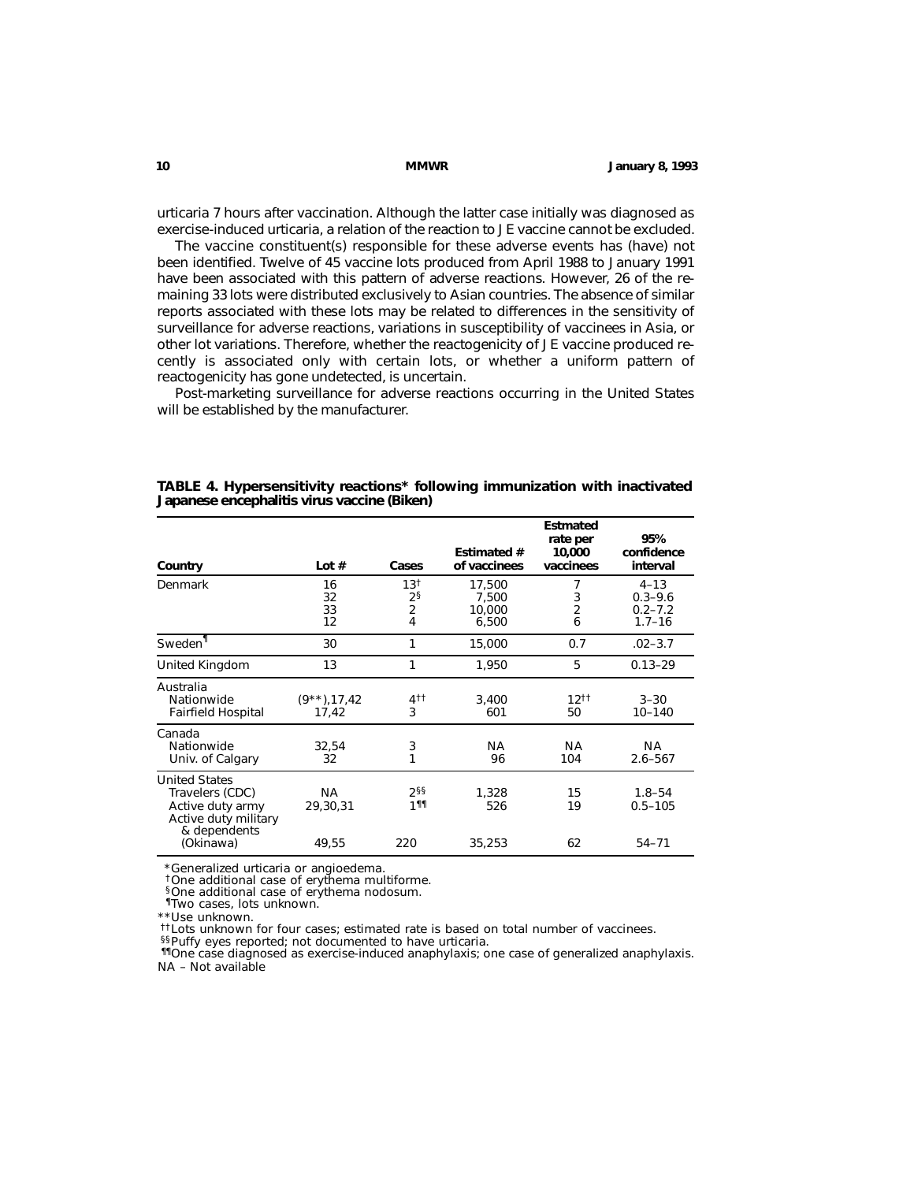urticaria 7 hours after vaccination. Although the latter case initially was diagnosed as exercise-induced urticaria, a relation of the reaction to JE vaccine cannot be excluded.

The vaccine constituent(s) responsible for these adverse events has (have) not been identified. Twelve of 45 vaccine lots produced from April 1988 to January 1991 have been associated with this pattern of adverse reactions. However, 26 of the remaining 33 lots were distributed exclusively to Asian countries. The absence of similar reports associated with these lots may be related to differences in the sensitivity of surveillance for adverse reactions, variations in susceptibility of vaccinees in Asia, or other lot variations. Therefore, whether the reactogenicity of JE vaccine produced recently is associated only with certain lots, or whether a uniform pattern of reactogenicity has gone undetected, is uncertain.

Post-marketing surveillance for adverse reactions occurring in the United States will be established by the manufacturer.

**TABLE 4. Hypersensitivity reactions* following immunization with inactivated Japanese encephalitis virus vaccine (Biken)**

| Country | Lot # | Cases | Estimated # of vaccinees | Estmated rate per 10,000 vaccinees | 95% confidence interval |
|---|---|---|---|---|---|
| Denmark | 16 | 13† | 17,500 | 7 | 4–13 |
| | 32 | 2§ | 7,500 | 3 | 0.3–9.6 |
| | 33 | 2 | 10,000 | 2 | 0.2–7.2 |
| | 12 | 4 | 6,500 | 6 | 1.7–16 |
| Sweden¶ | 30 | 1 | 15,000 | 0.7 | .02–3.7 |
| United Kingdom | 13 | 1 | 1,950 | 5 | 0.13–29 |
| Australia | | | | | |
| Nationwide | (9**),17,42 | 4†† | 3,400 | 12†† | 3–30 |
| Fairfield Hospital | 17,42 | 3 | 601 | 50 | 10–140 |
| Canada | | | | | |
| Nationwide | 32,54 | 3 | NA | NA | NA |
| Univ. of Calgary | 32 | 1 | 96 | 104 | 2.6–567 |
| United States | | | | | |
| Travelers (CDC) | NA | 2§§ | 1,328 | 15 | 1.8–54 |
| Active duty army | 29,30,31 | 1¶¶ | 526 | 19 | 0.5–105 |
| Active duty military & dependents (Okinawa) | 49,55 | 220 | 35,253 | 62 | 54–71 |

*Generalized urticaria or angioedema.
†One additional case of erythema multiforme.
§One additional case of erythema nodosum.
¶Two cases, lots unknown.
**Use unknown.
††Lots unknown for four cases; estimated rate is based on total number of vaccinees.
§§Puffy eyes reported; not documented to have urticaria.
¶¶One case diagnosed as exercise-induced anaphylaxis; one case of generalized anaphylaxis.
NA – Not available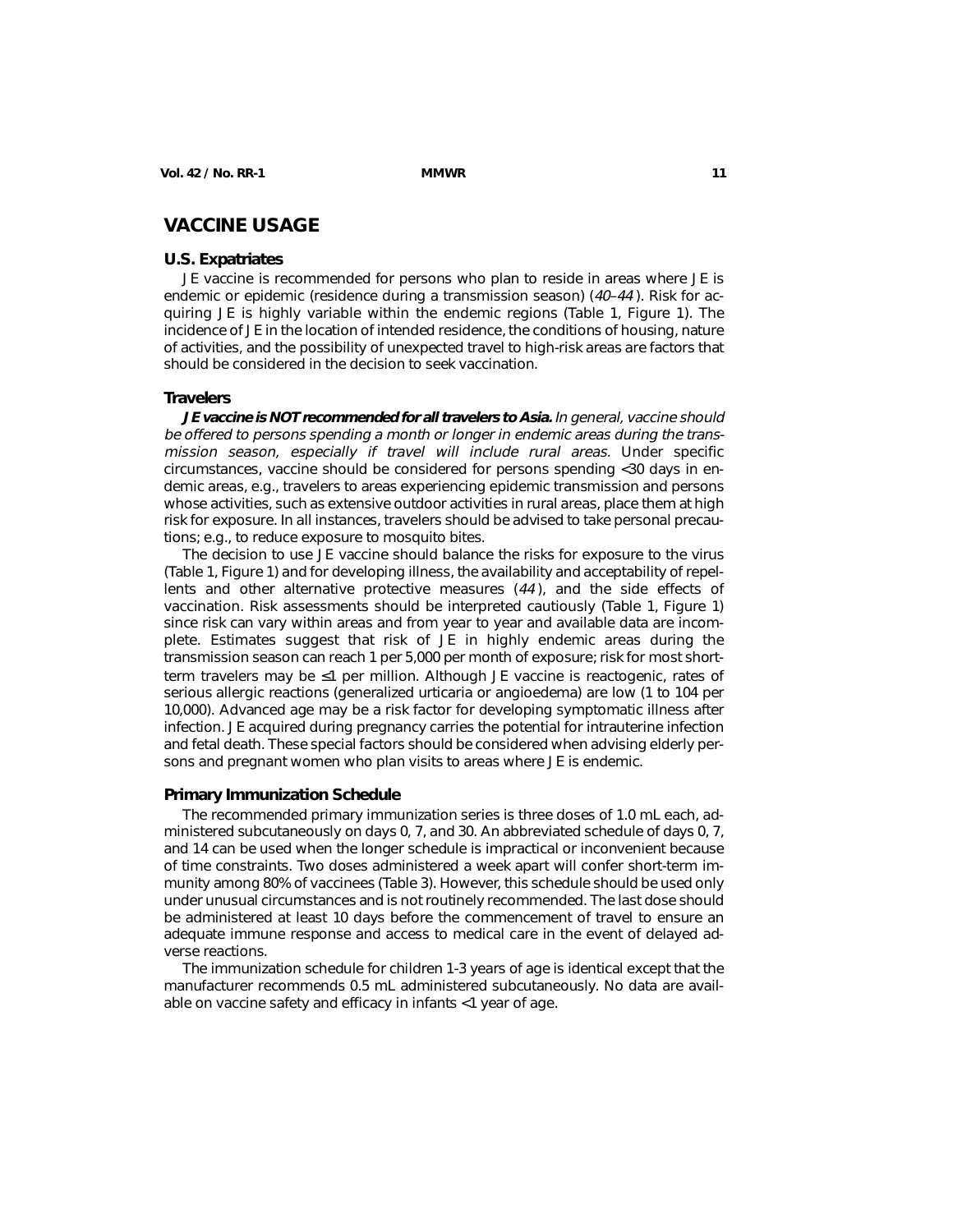# VACCINE USAGE

## U.S. Expatriates

JE vaccine is recommended for persons who plan to reside in areas where JE is endemic or epidemic (residence during a transmission season) (*40–44*). Risk for acquiring JE is highly variable within the endemic regions (Table 1, Figure 1). The incidence of JE in the location of intended residence, the conditions of housing, nature of activities, and the possibility of unexpected travel to high-risk areas are factors that should be considered in the decision to seek vaccination.

## Travelers

***JE vaccine is NOT recommended for all travelers to Asia.*** *In general, vaccine should be offered to persons spending a month or longer in endemic areas during the transmission season, especially if travel will include rural areas.* Under specific circumstances, vaccine should be considered for persons spending <30 days in endemic areas, e.g., travelers to areas experiencing epidemic transmission and persons whose activities, such as extensive outdoor activities in rural areas, place them at high risk for exposure. In all instances, travelers should be advised to take personal precautions; e.g., to reduce exposure to mosquito bites.

The decision to use JE vaccine should balance the risks for exposure to the virus (Table 1, Figure 1) and for developing illness, the availability and acceptability of repellents and other alternative protective measures (*44*), and the side effects of vaccination. Risk assessments should be interpreted cautiously (Table 1, Figure 1) since risk can vary within areas and from year to year and available data are incomplete. Estimates suggest that risk of JE in highly endemic areas during the transmission season can reach 1 per 5,000 per month of exposure; risk for most short-term travelers may be ≤1 per million. Although JE vaccine is reactogenic, rates of serious allergic reactions (generalized urticaria or angioedema) are low (1 to 104 per 10,000). Advanced age may be a risk factor for developing symptomatic illness after infection. JE acquired during pregnancy carries the potential for intrauterine infection and fetal death. These special factors should be considered when advising elderly persons and pregnant women who plan visits to areas where JE is endemic.

## Primary Immunization Schedule

The recommended primary immunization series is three doses of 1.0 mL each, administered subcutaneously on days 0, 7, and 30. An abbreviated schedule of days 0, 7, and 14 can be used when the longer schedule is impractical or inconvenient because of time constraints. Two doses administered a week apart will confer short-term immunity among 80% of vaccinees (Table 3). However, this schedule should be used only under unusual circumstances and is not routinely recommended. The last dose should be administered at least 10 days before the commencement of travel to ensure an adequate immune response and access to medical care in the event of delayed adverse reactions.

The immunization schedule for children 1-3 years of age is identical except that the manufacturer recommends 0.5 mL administered subcutaneously. No data are available on vaccine safety and efficacy in infants <1 year of age.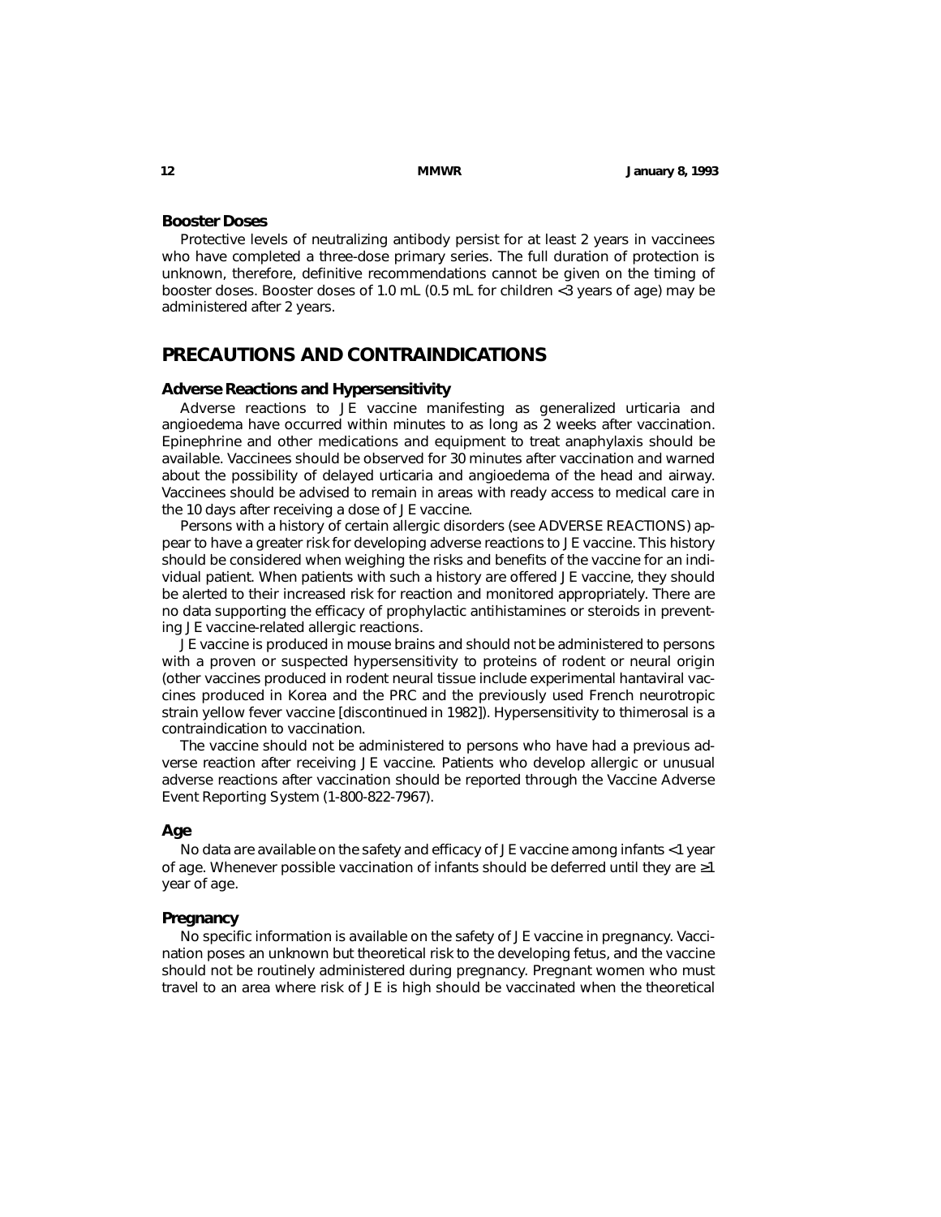### Booster Doses

Protective levels of neutralizing antibody persist for at least 2 years in vaccinees who have completed a three-dose primary series. The full duration of protection is unknown, therefore, definitive recommendations cannot be given on the timing of booster doses. Booster doses of 1.0 mL (0.5 mL for children <3 years of age) may be administered after 2 years.

## PRECAUTIONS AND CONTRAINDICATIONS

### Adverse Reactions and Hypersensitivity

Adverse reactions to JE vaccine manifesting as generalized urticaria and angioedema have occurred within minutes to as long as 2 weeks after vaccination. Epinephrine and other medications and equipment to treat anaphylaxis should be available. Vaccinees should be observed for 30 minutes after vaccination and warned about the possibility of delayed urticaria and angioedema of the head and airway. Vaccinees should be advised to remain in areas with ready access to medical care in the 10 days after receiving a dose of JE vaccine.

Persons with a history of certain allergic disorders (see ADVERSE REACTIONS) appear to have a greater risk for developing adverse reactions to JE vaccine. This history should be considered when weighing the risks and benefits of the vaccine for an individual patient. When patients with such a history are offered JE vaccine, they should be alerted to their increased risk for reaction and monitored appropriately. There are no data supporting the efficacy of prophylactic antihistamines or steroids in preventing JE vaccine-related allergic reactions.

JE vaccine is produced in mouse brains and should not be administered to persons with a proven or suspected hypersensitivity to proteins of rodent or neural origin (other vaccines produced in rodent neural tissue include experimental hantaviral vaccines produced in Korea and the PRC and the previously used French neurotropic strain yellow fever vaccine [discontinued in 1982]). Hypersensitivity to thimerosal is a contraindication to vaccination.

The vaccine should not be administered to persons who have had a previous adverse reaction after receiving JE vaccine. Patients who develop allergic or unusual adverse reactions after vaccination should be reported through the Vaccine Adverse Event Reporting System (1-800-822-7967).

### Age

No data are available on the safety and efficacy of JE vaccine among infants <1 year of age. Whenever possible vaccination of infants should be deferred until they are ≥1 year of age.

### Pregnancy

No specific information is available on the safety of JE vaccine in pregnancy. Vaccination poses an unknown but theoretical risk to the developing fetus, and the vaccine should not be routinely administered during pregnancy. Pregnant women who must travel to an area where risk of JE is high should be vaccinated when the theoretical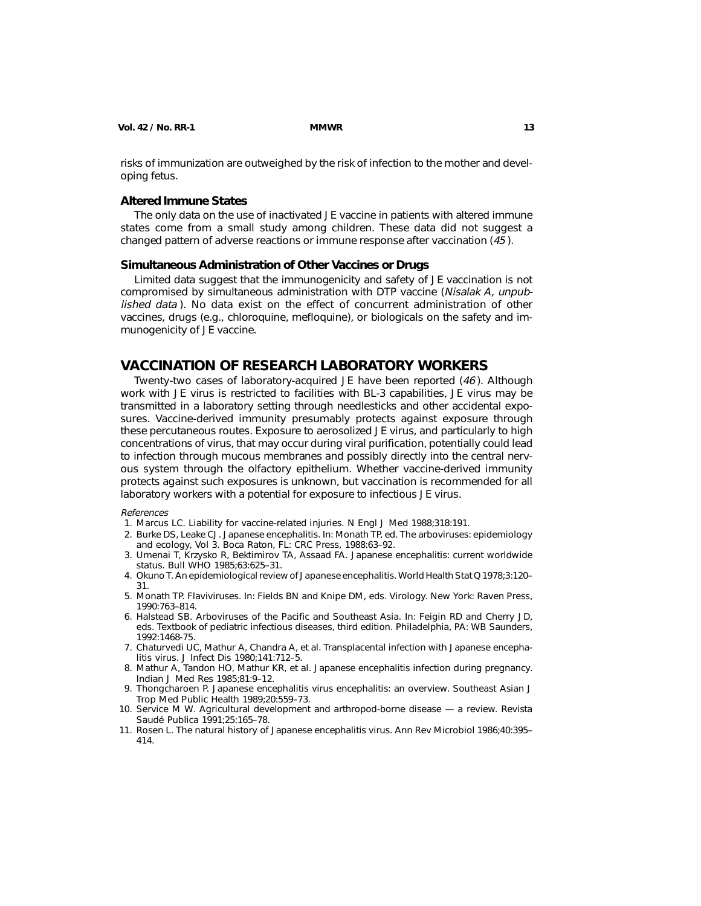risks of immunization are outweighed by the risk of infection to the mother and developing fetus.

### Altered Immune States

The only data on the use of inactivated JE vaccine in patients with altered immune states come from a small study among children. These data did not suggest a changed pattern of adverse reactions or immune response after vaccination (*45*).

### Simultaneous Administration of Other Vaccines or Drugs

Limited data suggest that the immunogenicity and safety of JE vaccination is not compromised by simultaneous administration with DTP vaccine (*Nisalak A, unpublished data*). No data exist on the effect of concurrent administration of other vaccines, drugs (e.g., chloroquine, mefloquine), or biologicals on the safety and immunogenicity of JE vaccine.

## VACCINATION OF RESEARCH LABORATORY WORKERS

Twenty-two cases of laboratory-acquired JE have been reported (*46*). Although work with JE virus is restricted to facilities with BL-3 capabilities, JE virus may be transmitted in a laboratory setting through needlesticks and other accidental exposures. Vaccine-derived immunity presumably protects against exposure through these percutaneous routes. Exposure to aerosolized JE virus, and particularly to high concentrations of virus, that may occur during viral purification, potentially could lead to infection through mucous membranes and possibly directly into the central nervous system through the olfactory epithelium. Whether vaccine-derived immunity protects against such exposures is unknown, but vaccination is recommended for all laboratory workers with a potential for exposure to infectious JE virus.

*References*

1. Marcus LC. Liability for vaccine-related injuries. N Engl J Med 1988;318:191.
2. Burke DS, Leake CJ. Japanese encephalitis. In: Monath TP, ed. The arboviruses: epidemiology and ecology, Vol 3. Boca Raton, FL: CRC Press, 1988:63–92.
3. Umenai T, Krzysko R, Bektimirov TA, Assaad FA. Japanese encephalitis: current worldwide status. Bull WHO 1985;63:625–31.
4. Okuno T. An epidemiological review of Japanese encephalitis. World Health Stat Q 1978;3:120–31.
5. Monath TP. Flaviviruses. In: Fields BN and Knipe DM, eds. Virology. New York: Raven Press, 1990:763–814.
6. Halstead SB. Arboviruses of the Pacific and Southeast Asia. In: Feigin RD and Cherry JD, eds. Textbook of pediatric infectious diseases, third edition. Philadelphia, PA: WB Saunders, 1992:1468-75.
7. Chaturvedi UC, Mathur A, Chandra A, et al. Transplacental infection with Japanese encephalitis virus. J Infect Dis 1980;141:712–5.
8. Mathur A, Tandon HO, Mathur KR, et al. Japanese encephalitis infection during pregnancy. Indian J Med Res 1985;81:9–12.
9. Thongcharoen P. Japanese encephalitis virus encephalitis: an overview. Southeast Asian J Trop Med Public Health 1989;20:559–73.
10. Service M W. Agricultural development and arthropod-borne disease — a review. Revista Saudé Publica 1991;25:165–78.
11. Rosen L. The natural history of Japanese encephalitis virus. Ann Rev Microbiol 1986;40:395–414.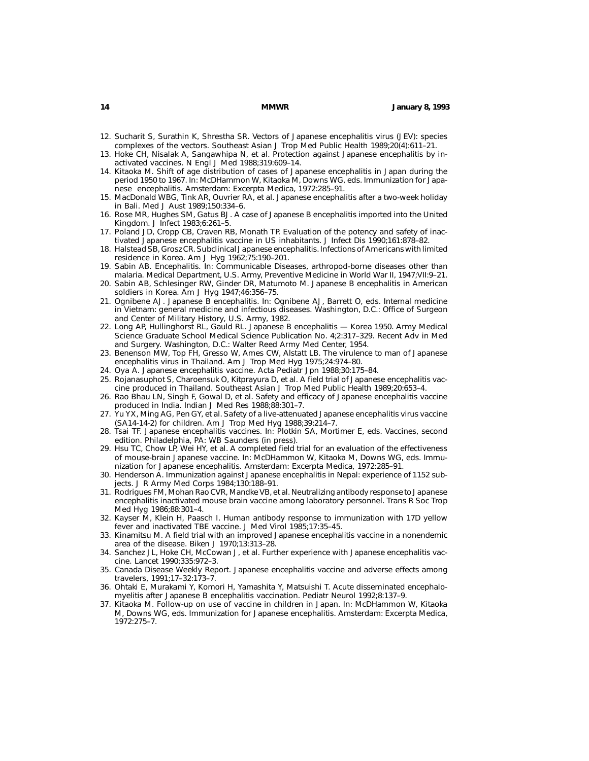12. Sucharit S, Surathin K, Shrestha SR. Vectors of Japanese encephalitis virus (JEV): species complexes of the vectors. Southeast Asian J Trop Med Public Health 1989;20(4):611–21.
13. Hoke CH, Nisalak A, Sangawhipa N, et al. Protection against Japanese encephalitis by inactivated vaccines. N Engl J Med 1988;319:609–14.
14. Kitaoka M. Shift of age distribution of cases of Japanese encephalitis in Japan during the period 1950 to 1967. In: McDHammon W, Kitaoka M, Downs WG, eds. Immunization for Japanese encephalitis. Amsterdam: Excerpta Medica, 1972:285–91.
15. MacDonald WBG, Tink AR, Ouvrier RA, et al. Japanese encephalitis after a two-week holiday in Bali. Med J Aust 1989;150:334–6.
16. Rose MR, Hughes SM, Gatus BJ. A case of Japanese B encephalitis imported into the United Kingdom. J Infect 1983;6:261–5.
17. Poland JD, Cropp CB, Craven RB, Monath TP. Evaluation of the potency and safety of inactivated Japanese encephalitis vaccine in US inhabitants. J Infect Dis 1990;161:878–82.
18. Halstead SB, Grosz CR. Subclinical Japanese encephalitis. Infections of Americans with limited residence in Korea. Am J Hyg 1962;75:190–201.
19. Sabin AB. Encephalitis. In: Communicable Diseases, arthropod-borne diseases other than malaria. Medical Department, U.S. Army, Preventive Medicine in World War II, 1947;VII:9–21.
20. Sabin AB, Schlesinger RW, Ginder DR, Matumoto M. Japanese B encephalitis in American soldiers in Korea. Am J Hyg 1947;46:356–75.
21. Ognibene AJ. Japanese B encephalitis. In: Ognibene AJ, Barrett O, eds. Internal medicine in Vietnam: general medicine and infectious diseases. Washington, D.C.: Office of Surgeon and Center of Military History, U.S. Army, 1982.
22. Long AP, Hullinghorst RL, Gauld RL. Japanese B encephalitis — Korea 1950. Army Medical Science Graduate School Medical Science Publication No. 4;2:317–329. Recent Adv in Med and Surgery. Washington, D.C.: Walter Reed Army Med Center, 1954.
23. Benenson MW, Top FH, Gresso W, Ames CW, Alstatt LB. The virulence to man of Japanese encephalitis virus in Thailand. Am J Trop Med Hyg 1975;24:974–80.
24. Oya A. Japanese encephalitis vaccine. Acta Pediatr Jpn 1988;30:175–84.
25. Rojanasuphot S, Charoensuk O, Kitprayura D, et al. A field trial of Japanese encephalitis vaccine produced in Thailand. Southeast Asian J Trop Med Public Health 1989;20:653–4.
26. Rao Bhau LN, Singh F, Gowal D, et al. Safety and efficacy of Japanese encephalitis vaccine produced in India. Indian J Med Res 1988;88:301–7.
27. Yu YX, Ming AG, Pen GY, et al. Safety of a live-attenuated Japanese encephalitis virus vaccine (SA14-14-2) for children. Am J Trop Med Hyg 1988;39:214–7.
28. Tsai TF. Japanese encephalitis vaccines. In: Plotkin SA, Mortimer E, eds. Vaccines, second edition. Philadelphia, PA: WB Saunders (in press).
29. Hsu TC, Chow LP, Wei HY, et al. A completed field trial for an evaluation of the effectiveness of mouse-brain Japanese vaccine. In: McDHammon W, Kitaoka M, Downs WG, eds. Immunization for Japanese encephalitis. Amsterdam: Excerpta Medica, 1972:285–91.
30. Henderson A. Immunization against Japanese encephalitis in Nepal: experience of 1152 subjects. J R Army Med Corps 1984;130:188–91.
31. Rodrigues FM, Mohan Rao CVR, Mandke VB, et al. Neutralizing antibody response to Japanese encephalitis inactivated mouse brain vaccine among laboratory personnel. Trans R Soc Trop Med Hyg 1986;88:301–4.
32. Kayser M, Klein H, Paasch I. Human antibody response to immunization with 17D yellow fever and inactivated TBE vaccine. J Med Virol 1985;17:35–45.
33. Kinamitsu M. A field trial with an improved Japanese encephalitis vaccine in a nonendemic area of the disease. Biken J 1970;13:313–28.
34. Sanchez JL, Hoke CH, McCowan J, et al. Further experience with Japanese encephalitis vaccine. Lancet 1990;335:972–3.
35. Canada Disease Weekly Report. Japanese encephalitis vaccine and adverse effects among travelers, 1991;17–32:173–7.
36. Ohtaki E, Murakami Y, Komori H, Yamashita Y, Matsuishi T. Acute disseminated encephalomyelitis after Japanese B encephalitis vaccination. Pediatr Neurol 1992;8:137–9.
37. Kitaoka M. Follow-up on use of vaccine in children in Japan. In: McDHammon W, Kitaoka M, Downs WG, eds. Immunization for Japanese encephalitis. Amsterdam: Excerpta Medica, 1972:275–7.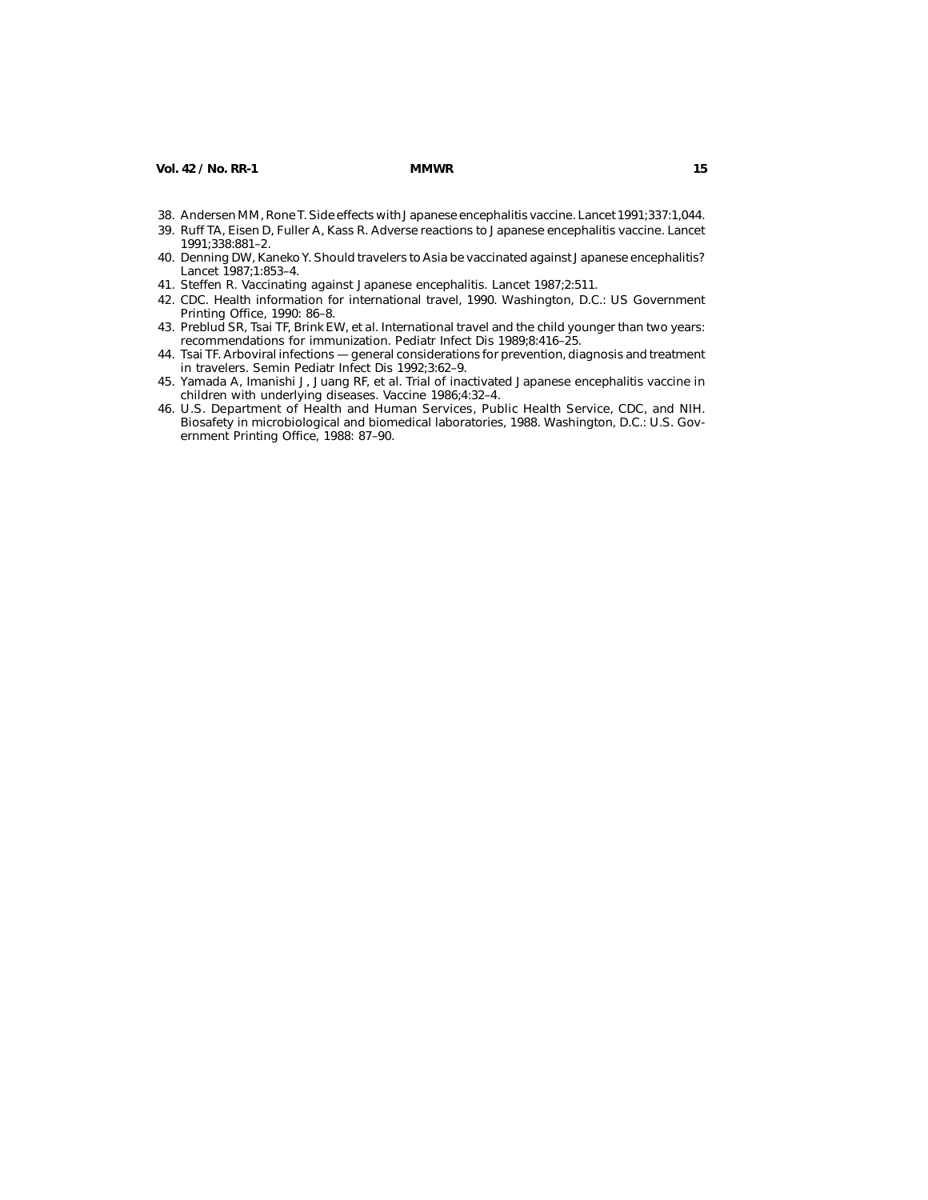38. Andersen MM, Rone T. Side effects with Japanese encephalitis vaccine. Lancet 1991;337:1,044.
39. Ruff TA, Eisen D, Fuller A, Kass R. Adverse reactions to Japanese encephalitis vaccine. Lancet 1991;338:881–2.
40. Denning DW, Kaneko Y. Should travelers to Asia be vaccinated against Japanese encephalitis? Lancet 1987;1:853–4.
41. Steffen R. Vaccinating against Japanese encephalitis. Lancet 1987;2:511.
42. CDC. Health information for international travel, 1990. Washington, D.C.: US Government Printing Office, 1990: 86–8.
43. Preblud SR, Tsai TF, Brink EW, et al. International travel and the child younger than two years: recommendations for immunization. Pediatr Infect Dis 1989;8:416–25.
44. Tsai TF. Arboviral infections — general considerations for prevention, diagnosis and treatment in travelers. Semin Pediatr Infect Dis 1992;3:62–9.
45. Yamada A, Imanishi J, Juang RF, et al. Trial of inactivated Japanese encephalitis vaccine in children with underlying diseases. Vaccine 1986;4:32–4.
46. U.S. Department of Health and Human Services, Public Health Service, CDC, and NIH. Biosafety in microbiological and biomedical laboratories, 1988. Washington, D.C.: U.S. Government Printing Office, 1988: 87–90.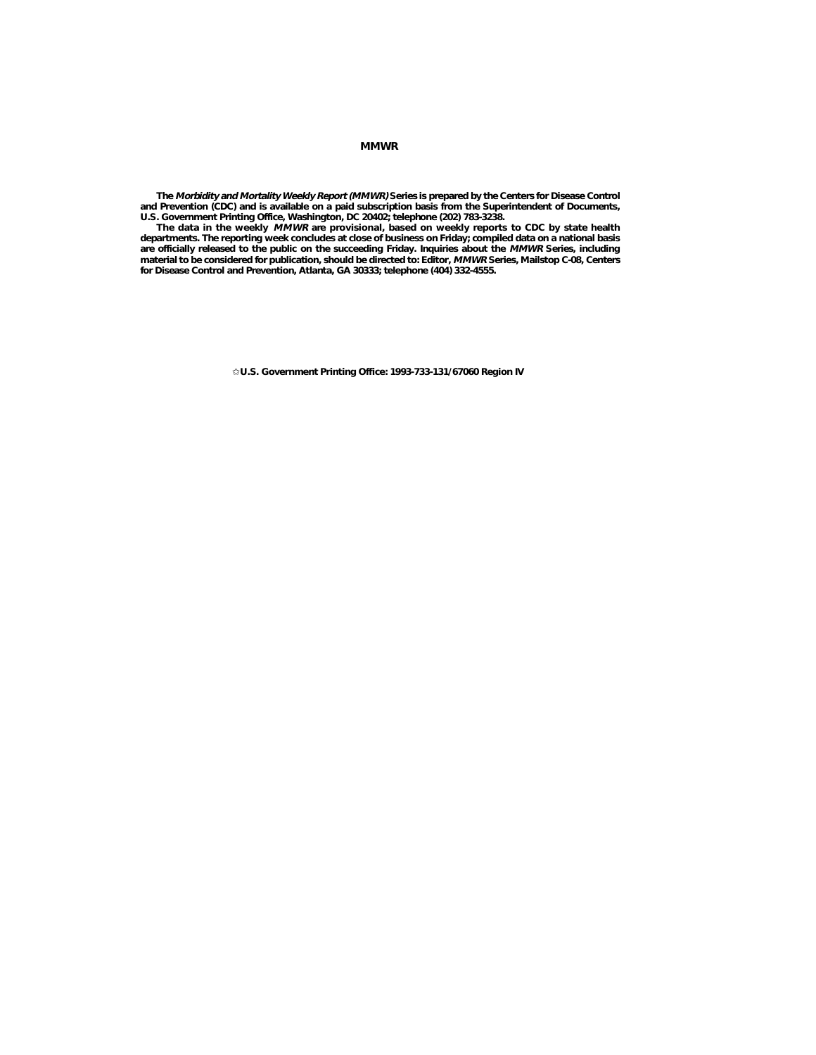**MMWR**

**The *Morbidity and Mortality Weekly Report (MMWR)* Series is prepared by the Centers for Disease Control and Prevention (CDC) and is available on a paid subscription basis from the Superintendent of Documents, U.S. Government Printing Office, Washington, DC 20402; telephone (202) 783-3238.**

**The data in the weekly *MMWR* are provisional, based on weekly reports to CDC by state health departments. The reporting week concludes at close of business on Friday; compiled data on a national basis are officially released to the public on the succeeding Friday. Inquiries about the *MMWR* Series, including material to be considered for publication, should be directed to: Editor, *MMWR* Series, Mailstop C-08, Centers for Disease Control and Prevention, Atlanta, GA 30333; telephone (404) 332-4555.**

**☆U.S. Government Printing Office: 1993-733-131/67060 Region IV**